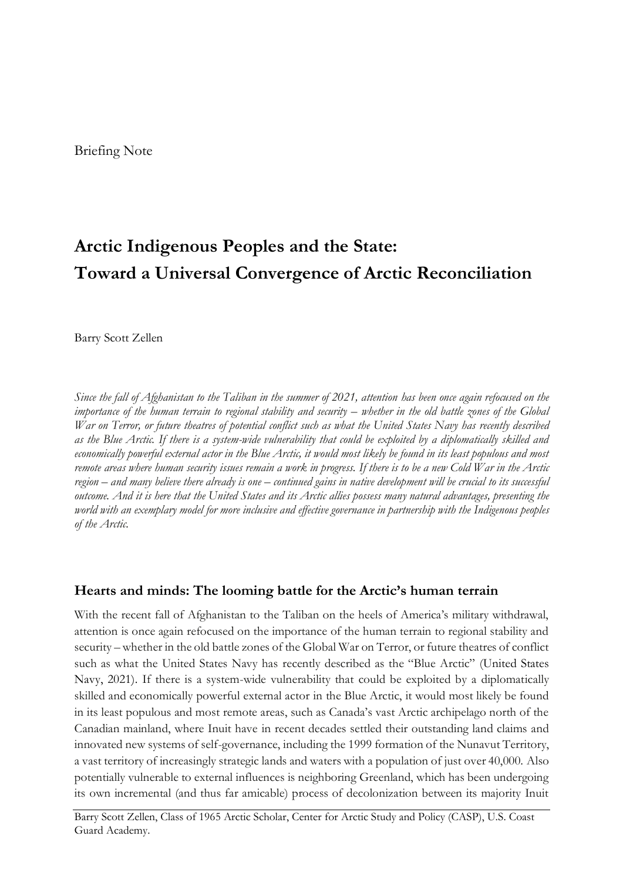Briefing Note

# Arctic Indigenous Peoples and the State: Toward a Universal Convergence of Arctic Reconciliation

Barry Scott Zellen

*Since the fall of Afghanistan to the Taliban in the summer of 2021, attention has been once again refocused on the importance of the human terrain to regional stability and security – whether in the old battle zones of the Global War on Terror, or future theatres of potential conflict such as what the United States Navy has recently described as the Blue Arctic. If there is a system-wide vulnerability that could be exploited by a diplomatically skilled and economically powerful external actor in the Blue Arctic, it would most likely be found in its least populous and most remote areas where human security issues remain a work in progress. If there is to be a new Cold War in the Arctic region – and many believe there already is one – continued gains in native development will be crucial to its successful outcome. And it is here that the United States and its Arctic allies possess many natural advantages, presenting the world with an exemplary model for more inclusive and effective governance in partnership with the Indigenous peoples of the Arctic.*

## Hearts and minds: The looming battle for the Arctic's human terrain

With the recent fall of Afghanistan to the Taliban on the heels of America's military withdrawal, attention is once again refocused on the importance of the human terrain to regional stability and security – whether in the old battle zones of the Global War on Terror, or future theatres of conflict such as what the United States Navy has recently described as the "Blue Arctic" (United States Navy, 2021). If there is a system-wide vulnerability that could be exploited by a diplomatically skilled and economically powerful external actor in the Blue Arctic, it would most likely be found in its least populous and most remote areas, such as Canada's vast Arctic archipelago north of the Canadian mainland, where Inuit have in recent decades settled their outstanding land claims and innovated new systems of self-governance, including the 1999 formation of the Nunavut Territory, a vast territory of increasingly strategic lands and waters with a population of just over 40,000. Also potentially vulnerable to external influences is neighboring Greenland, which has been undergoing its own incremental (and thus far amicable) process of decolonization between its majority Inuit

Barry Scott Zellen, Class of 1965 Arctic Scholar, Center for Arctic Study and Policy (CASP), U.S. Coast Guard Academy.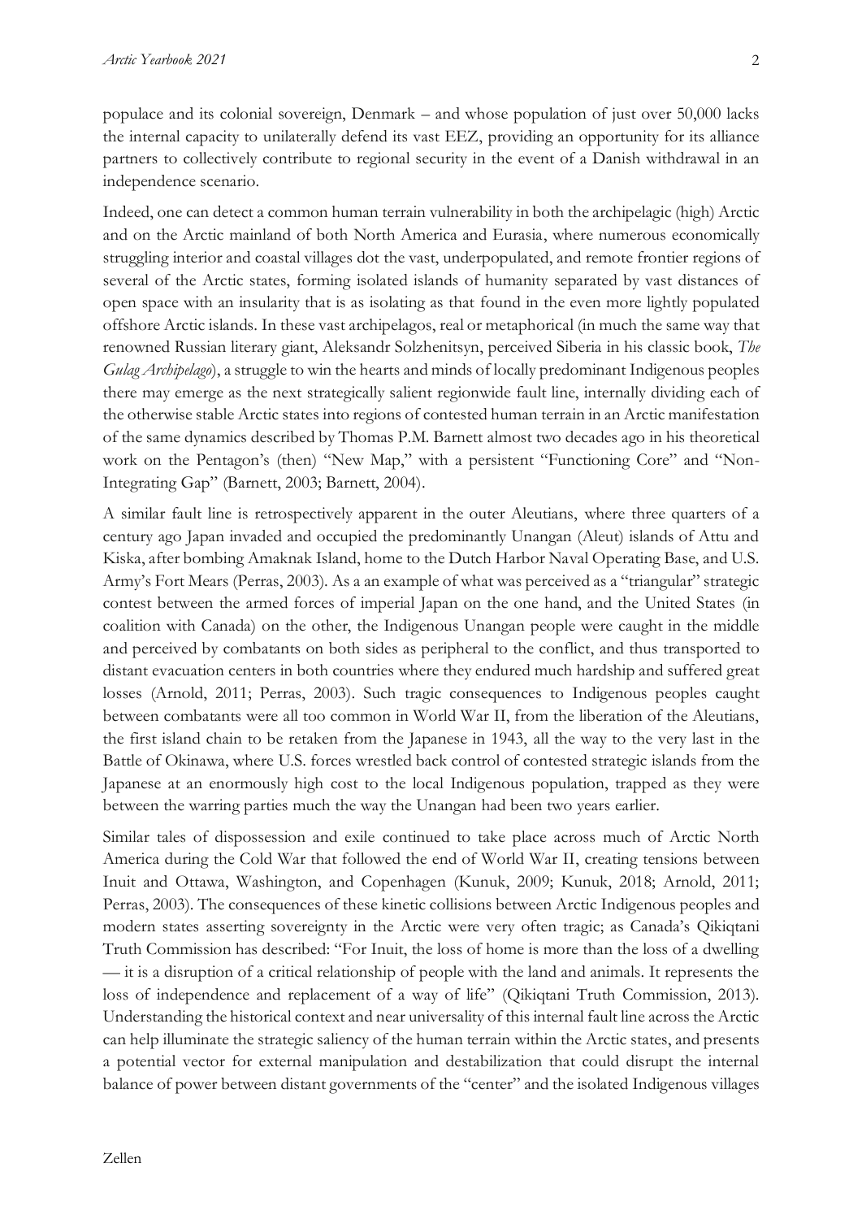populace and its colonial sovereign, Denmark – and whose population of just over 50,000 lacks the internal capacity to unilaterally defend its vast EEZ, providing an opportunity for its alliance partners to collectively contribute to regional security in the event of a Danish withdrawal in an independence scenario.

Indeed, one can detect a common human terrain vulnerability in both the archipelagic (high) Arctic and on the Arctic mainland of both North America and Eurasia, where numerous economically struggling interior and coastal villages dot the vast, underpopulated, and remote frontier regions of several of the Arctic states, forming isolated islands of humanity separated by vast distances of open space with an insularity that is as isolating as that found in the even more lightly populated offshore Arctic islands. In these vast archipelagos, real or metaphorical (in much the same way that renowned Russian literary giant, Aleksandr Solzhenitsyn, perceived Siberia in his classic book, *The Gulag Archipelago*), a struggle to win the hearts and minds of locally predominant Indigenous peoples there may emerge as the next strategically salient regionwide fault line, internally dividing each of the otherwise stable Arctic states into regions of contested human terrain in an Arctic manifestation of the same dynamics described by Thomas P.M. Barnett almost two decades ago in his theoretical work on the Pentagon's (then) "New Map," with a persistent "Functioning Core" and "Non-Integrating Gap" (Barnett, 2003; Barnett, 2004).

A similar fault line is retrospectively apparent in the outer Aleutians, where three quarters of a century ago Japan invaded and occupied the predominantly Unangan (Aleut) islands of Attu and Kiska, after bombing Amaknak Island, home to the Dutch Harbor Naval Operating Base, and U.S. Army's Fort Mears (Perras, 2003). As a an example of what was perceived as a "triangular" strategic contest between the armed forces of imperial Japan on the one hand, and the United States (in coalition with Canada) on the other, the Indigenous Unangan people were caught in the middle and perceived by combatants on both sides as peripheral to the conflict, and thus transported to distant evacuation centers in both countries where they endured much hardship and suffered great losses (Arnold, 2011; Perras, 2003). Such tragic consequences to Indigenous peoples caught between combatants were all too common in World War II, from the liberation of the Aleutians, the first island chain to be retaken from the Japanese in 1943, all the way to the very last in the Battle of Okinawa, where U.S. forces wrestled back control of contested strategic islands from the Japanese at an enormously high cost to the local Indigenous population, trapped as they were between the warring parties much the way the Unangan had been two years earlier.

Similar tales of dispossession and exile continued to take place across much of Arctic North America during the Cold War that followed the end of World War II, creating tensions between Inuit and Ottawa, Washington, and Copenhagen (Kunuk, 2009; Kunuk, 2018; Arnold, 2011; Perras, 2003). The consequences of these kinetic collisions between Arctic Indigenous peoples and modern states asserting sovereignty in the Arctic were very often tragic; as Canada's Qikiqtani Truth Commission has described: "For Inuit, the loss of home is more than the loss of a dwelling — it is a disruption of a critical relationship of people with the land and animals. It represents the loss of independence and replacement of a way of life" (Qikiqtani Truth Commission, 2013). Understanding the historical context and near universality of this internal fault line across the Arctic can help illuminate the strategic saliency of the human terrain within the Arctic states, and presents a potential vector for external manipulation and destabilization that could disrupt the internal balance of power between distant governments of the "center" and the isolated Indigenous villages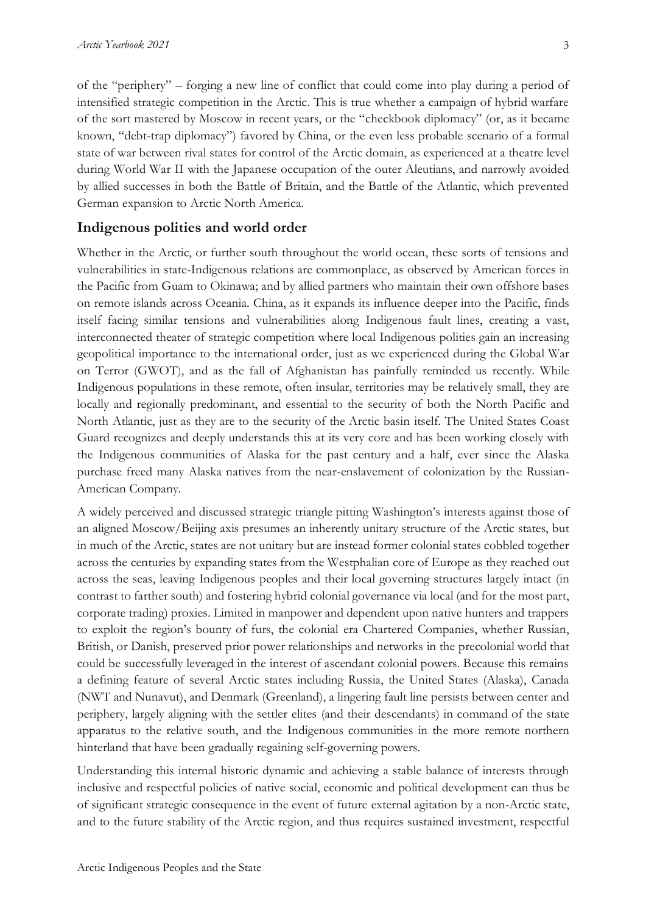of the "periphery" – forging a new line of conflict that could come into play during a period of intensified strategic competition in the Arctic. This is true whether a campaign of hybrid warfare of the sort mastered by Moscow in recent years, or the "checkbook diplomacy" (or, as it became known, "debt-trap diplomacy") favored by China, or the even less probable scenario of a formal state of war between rival states for control of the Arctic domain, as experienced at a theatre level during World War II with the Japanese occupation of the outer Aleutians, and narrowly avoided by allied successes in both the Battle of Britain, and the Battle of the Atlantic, which prevented German expansion to Arctic North America.

## Indigenous polities and world order

Whether in the Arctic, or further south throughout the world ocean, these sorts of tensions and vulnerabilities in state-Indigenous relations are commonplace, as observed by American forces in the Pacific from Guam to Okinawa; and by allied partners who maintain their own offshore bases on remote islands across Oceania. China, as it expands its influence deeper into the Pacific, finds itself facing similar tensions and vulnerabilities along Indigenous fault lines, creating a vast, interconnected theater of strategic competition where local Indigenous polities gain an increasing geopolitical importance to the international order, just as we experienced during the Global War on Terror (GWOT), and as the fall of Afghanistan has painfully reminded us recently. While Indigenous populations in these remote, often insular, territories may be relatively small, they are locally and regionally predominant, and essential to the security of both the North Pacific and North Atlantic, just as they are to the security of the Arctic basin itself. The United States Coast Guard recognizes and deeply understands this at its very core and has been working closely with the Indigenous communities of Alaska for the past century and a half, ever since the Alaska purchase freed many Alaska natives from the near-enslavement of colonization by the Russian-American Company.

A widely perceived and discussed strategic triangle pitting Washington's interests against those of an aligned Moscow/Beijing axis presumes an inherently unitary structure of the Arctic states, but in much of the Arctic, states are not unitary but are instead former colonial states cobbled together across the centuries by expanding states from the Westphalian core of Europe as they reached out across the seas, leaving Indigenous peoples and their local governing structures largely intact (in contrast to farther south) and fostering hybrid colonial governance via local (and for the most part, corporate trading) proxies. Limited in manpower and dependent upon native hunters and trappers to exploit the region's bounty of furs, the colonial era Chartered Companies, whether Russian, British, or Danish, preserved prior power relationships and networks in the precolonial world that could be successfully leveraged in the interest of ascendant colonial powers. Because this remains a defining feature of several Arctic states including Russia, the United States (Alaska), Canada (NWT and Nunavut), and Denmark (Greenland), a lingering fault line persists between center and periphery, largely aligning with the settler elites (and their descendants) in command of the state apparatus to the relative south, and the Indigenous communities in the more remote northern hinterland that have been gradually regaining self-governing powers.

Understanding this internal historic dynamic and achieving a stable balance of interests through inclusive and respectful policies of native social, economic and political development can thus be of significant strategic consequence in the event of future external agitation by a non-Arctic state, and to the future stability of the Arctic region, and thus requires sustained investment, respectful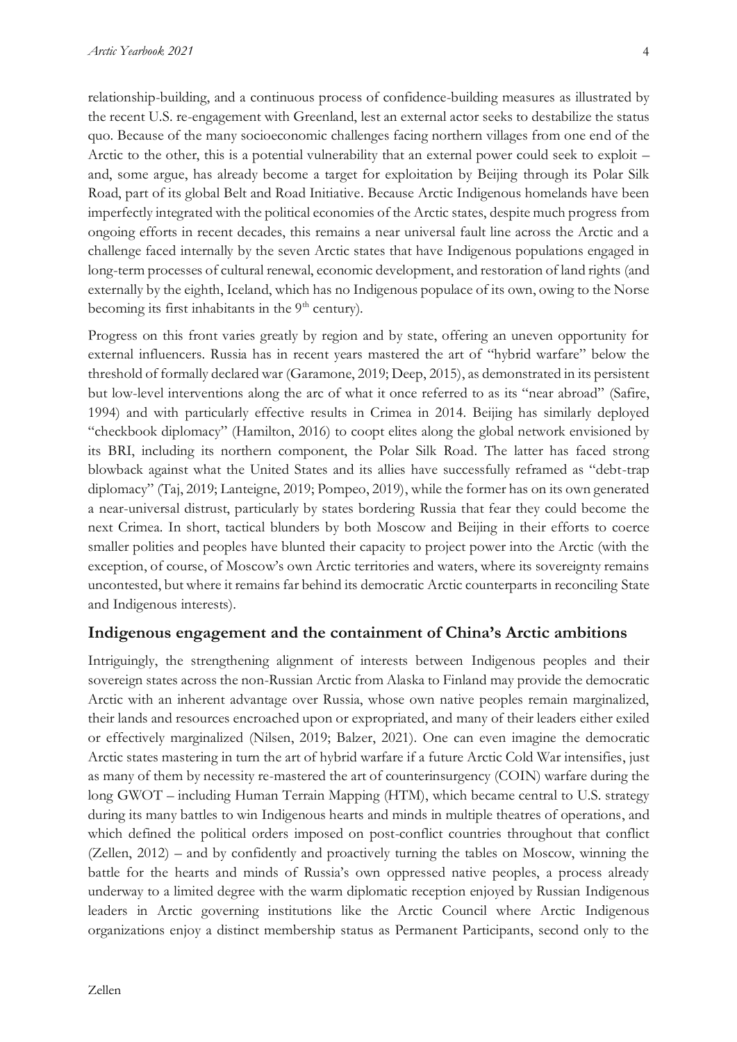relationship-building, and a continuous process of confidence-building measures as illustrated by the recent U.S. re-engagement with Greenland, lest an external actor seeks to destabilize the status quo. Because of the many socioeconomic challenges facing northern villages from one end of the Arctic to the other, this is a potential vulnerability that an external power could seek to exploit – and, some argue, has already become a target for exploitation by Beijing through its Polar Silk Road, part of its global Belt and Road Initiative. Because Arctic Indigenous homelands have been imperfectly integrated with the political economies of the Arctic states, despite much progress from ongoing efforts in recent decades, this remains a near universal fault line across the Arctic and a challenge faced internally by the seven Arctic states that have Indigenous populations engaged in long-term processes of cultural renewal, economic development, and restoration of land rights (and externally by the eighth, Iceland, which has no Indigenous populace of its own, owing to the Norse becoming its first inhabitants in the 9th century).

Progress on this front varies greatly by region and by state, offering an uneven opportunity for external influencers. Russia has in recent years mastered the art of "hybrid warfare" below the threshold of formally declared war (Garamone, 2019; Deep, 2015), as demonstrated in its persistent but low-level interventions along the arc of what it once referred to as its "near abroad" (Safire, 1994) and with particularly effective results in Crimea in 2014. Beijing has similarly deployed "checkbook diplomacy" (Hamilton, 2016) to coopt elites along the global network envisioned by its BRI, including its northern component, the Polar Silk Road. The latter has faced strong blowback against what the United States and its allies have successfully reframed as "debt-trap diplomacy" (Taj, 2019; Lanteigne, 2019; Pompeo, 2019), while the former has on its own generated a near-universal distrust, particularly by states bordering Russia that fear they could become the next Crimea. In short, tactical blunders by both Moscow and Beijing in their efforts to coerce smaller polities and peoples have blunted their capacity to project power into the Arctic (with the exception, of course, of Moscow's own Arctic territories and waters, where its sovereignty remains uncontested, but where it remains far behind its democratic Arctic counterparts in reconciling State and Indigenous interests).

## Indigenous engagement and the containment of China's Arctic ambitions

Intriguingly, the strengthening alignment of interests between Indigenous peoples and their sovereign states across the non-Russian Arctic from Alaska to Finland may provide the democratic Arctic with an inherent advantage over Russia, whose own native peoples remain marginalized, their lands and resources encroached upon or expropriated, and many of their leaders either exiled or effectively marginalized (Nilsen, 2019; Balzer, 2021). One can even imagine the democratic Arctic states mastering in turn the art of hybrid warfare if a future Arctic Cold War intensifies, just as many of them by necessity re-mastered the art of counterinsurgency (COIN) warfare during the long GWOT – including Human Terrain Mapping (HTM), which became central to U.S. strategy during its many battles to win Indigenous hearts and minds in multiple theatres of operations, and which defined the political orders imposed on post-conflict countries throughout that conflict (Zellen, 2012) – and by confidently and proactively turning the tables on Moscow, winning the battle for the hearts and minds of Russia's own oppressed native peoples, a process already underway to a limited degree with the warm diplomatic reception enjoyed by Russian Indigenous leaders in Arctic governing institutions like the Arctic Council where Arctic Indigenous organizations enjoy a distinct membership status as Permanent Participants, second only to the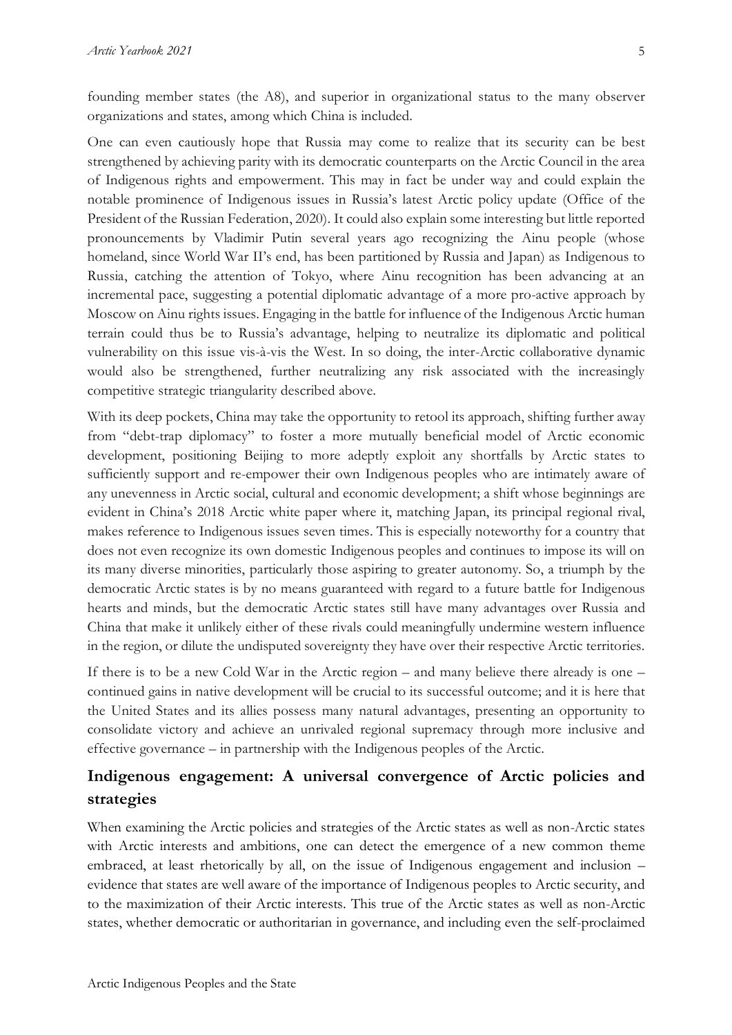founding member states (the A8), and superior in organizational status to the many observer organizations and states, among which China is included.

One can even cautiously hope that Russia may come to realize that its security can be best strengthened by achieving parity with its democratic counterparts on the Arctic Council in the area of Indigenous rights and empowerment. This may in fact be under way and could explain the notable prominence of Indigenous issues in Russia's latest Arctic policy update (Office of the President of the Russian Federation, 2020). It could also explain some interesting but little reported pronouncements by Vladimir Putin several years ago recognizing the Ainu people (whose homeland, since World War II's end, has been partitioned by Russia and Japan) as Indigenous to Russia, catching the attention of Tokyo, where Ainu recognition has been advancing at an incremental pace, suggesting a potential diplomatic advantage of a more pro-active approach by Moscow on Ainu rights issues. Engaging in the battle for influence of the Indigenous Arctic human terrain could thus be to Russia's advantage, helping to neutralize its diplomatic and political vulnerability on this issue vis-à-vis the West. In so doing, the inter-Arctic collaborative dynamic would also be strengthened, further neutralizing any risk associated with the increasingly competitive strategic triangularity described above.

With its deep pockets, China may take the opportunity to retool its approach, shifting further away from "debt-trap diplomacy" to foster a more mutually beneficial model of Arctic economic development, positioning Beijing to more adeptly exploit any shortfalls by Arctic states to sufficiently support and re-empower their own Indigenous peoples who are intimately aware of any unevenness in Arctic social, cultural and economic development; a shift whose beginnings are evident in China's 2018 Arctic white paper where it, matching Japan, its principal regional rival, makes reference to Indigenous issues seven times. This is especially noteworthy for a country that does not even recognize its own domestic Indigenous peoples and continues to impose its will on its many diverse minorities, particularly those aspiring to greater autonomy. So, a triumph by the democratic Arctic states is by no means guaranteed with regard to a future battle for Indigenous hearts and minds, but the democratic Arctic states still have many advantages over Russia and China that make it unlikely either of these rivals could meaningfully undermine western influence in the region, or dilute the undisputed sovereignty they have over their respective Arctic territories.

If there is to be a new Cold War in the Arctic region – and many believe there already is one – continued gains in native development will be crucial to its successful outcome; and it is here that the United States and its allies possess many natural advantages, presenting an opportunity to consolidate victory and achieve an unrivaled regional supremacy through more inclusive and effective governance – in partnership with the Indigenous peoples of the Arctic.

## Indigenous engagement: A universal convergence of Arctic policies and strategies

When examining the Arctic policies and strategies of the Arctic states as well as non-Arctic states with Arctic interests and ambitions, one can detect the emergence of a new common theme embraced, at least rhetorically by all, on the issue of Indigenous engagement and inclusion – evidence that states are well aware of the importance of Indigenous peoples to Arctic security, and to the maximization of their Arctic interests. This true of the Arctic states as well as non-Arctic states, whether democratic or authoritarian in governance, and including even the self-proclaimed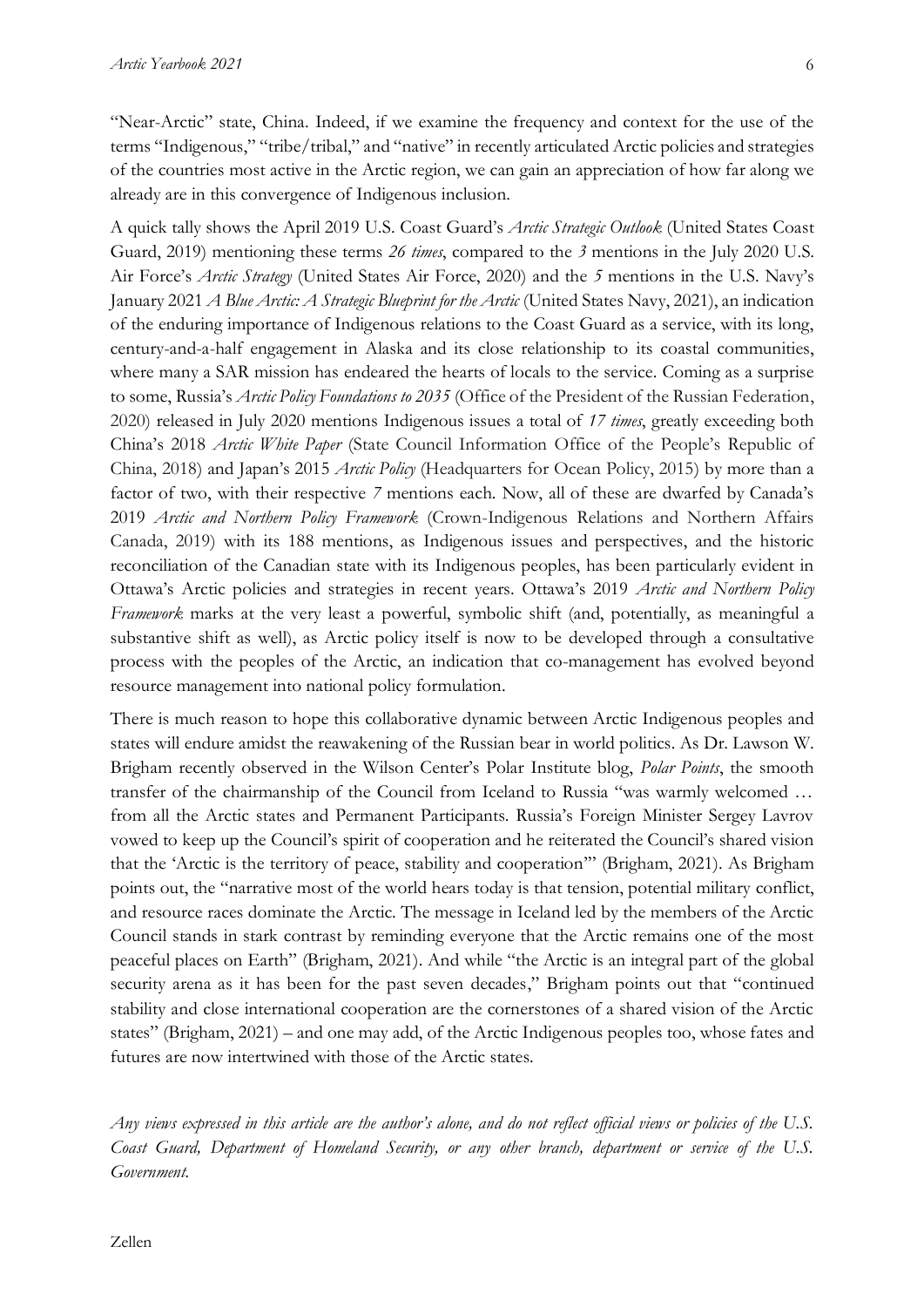"Near-Arctic" state, China. Indeed, if we examine the frequency and context for the use of the terms "Indigenous," "tribe/tribal," and "native" in recently articulated Arctic policies and strategies of the countries most active in the Arctic region, we can gain an appreciation of how far along we already are in this convergence of Indigenous inclusion.

A quick tally shows the April 2019 U.S. Coast Guard's *Arctic Strategic Outlook* (United States Coast Guard, 2019) mentioning these terms *26 times*, compared to the *3* mentions in the July 2020 U.S. Air Force's *Arctic Strategy* (United States Air Force, 2020) and the *5* mentions in the U.S. Navy's January 2021 *A Blue Arctic: A Strategic Blueprint for the Arctic* (United States Navy, 2021), an indication of the enduring importance of Indigenous relations to the Coast Guard as a service, with its long, century-and-a-half engagement in Alaska and its close relationship to its coastal communities, where many a SAR mission has endeared the hearts of locals to the service. Coming as a surprise to some, Russia's *Arctic Policy Foundations to 2035* (Office of the President of the Russian Federation, 2020) released in July 2020 mentions Indigenous issues a total of *17 times*, greatly exceeding both China's 2018 *Arctic White Paper* (State Council Information Office of the People's Republic of China, 2018) and Japan's 2015 *Arctic Policy* (Headquarters for Ocean Policy, 2015) by more than a factor of two, with their respective *7* mentions each. Now, all of these are dwarfed by Canada's 2019 *Arctic and Northern Policy Framework* (Crown-Indigenous Relations and Northern Affairs Canada, 2019) with its 188 mentions, as Indigenous issues and perspectives, and the historic reconciliation of the Canadian state with its Indigenous peoples, has been particularly evident in Ottawa's Arctic policies and strategies in recent years. Ottawa's 2019 *Arctic and Northern Policy Framework* marks at the very least a powerful, symbolic shift (and, potentially, as meaningful a substantive shift as well), as Arctic policy itself is now to be developed through a consultative process with the peoples of the Arctic, an indication that co-management has evolved beyond resource management into national policy formulation.

There is much reason to hope this collaborative dynamic between Arctic Indigenous peoples and states will endure amidst the reawakening of the Russian bear in world politics. As Dr. Lawson W. Brigham recently observed in the Wilson Center's Polar Institute blog, *Polar Points*, the smooth transfer of the chairmanship of the Council from Iceland to Russia "was warmly welcomed … from all the Arctic states and Permanent Participants. Russia's Foreign Minister Sergey Lavrov vowed to keep up the Council's spirit of cooperation and he reiterated the Council's shared vision that the 'Arctic is the territory of peace, stability and cooperation'" (Brigham, 2021). As Brigham points out, the "narrative most of the world hears today is that tension, potential military conflict, and resource races dominate the Arctic. The message in Iceland led by the members of the Arctic Council stands in stark contrast by reminding everyone that the Arctic remains one of the most peaceful places on Earth" (Brigham, 2021). And while "the Arctic is an integral part of the global security arena as it has been for the past seven decades," Brigham points out that "continued stability and close international cooperation are the cornerstones of a shared vision of the Arctic states" (Brigham, 2021) – and one may add, of the Arctic Indigenous peoples too, whose fates and futures are now intertwined with those of the Arctic states.

*Any views expressed in this article are the author's alone, and do not reflect official views or policies of the U.S. Coast Guard, Department of Homeland Security, or any other branch, department or service of the U.S. Government.*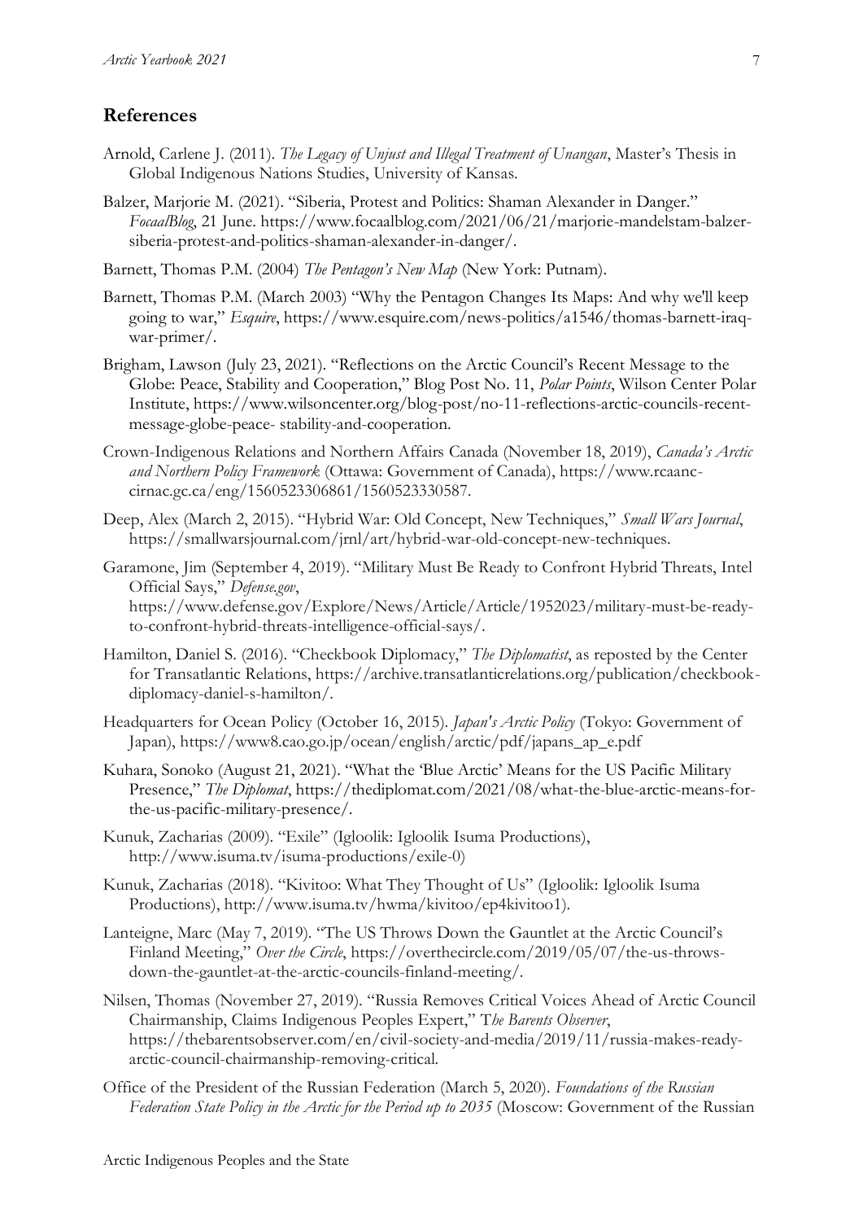## References

Arnold, Carlene J. (2011). *The Legacy of Unjust and Illegal Treatment of Unangan*, Master's Thesis in Global Indigenous Nations Studies, University of Kansas.

Balzer, Marjorie M. (2021). "Siberia, Protest and Politics: Shaman Alexander in Danger." *FocaalBlog*, 21 June. https://www.focaalblog.com/2021/06/21/marjorie-mandelstam-balzer-siberia-protest-and-politics-shaman-alexander-in-danger/.

Barnett, Thomas P.M. (2004) *The Pentagon's New Map* (New York: Putnam).

Barnett, Thomas P.M. (March 2003) "Why the Pentagon Changes Its Maps: And why we'll keep going to war," *Esquire*, https://www.esquire.com/news-politics/a1546/thomas-barnett-iraq-war-primer/.

Brigham, Lawson (July 23, 2021). "Reflections on the Arctic Council's Recent Message to the Globe: Peace, Stability and Cooperation," Blog Post No. 11, *Polar Points*, Wilson Center Polar Institute, https://www.wilsoncenter.org/blog-post/no-11-reflections-arctic-councils-recent-message-globe-peace- stability-and-cooperation.

Crown-Indigenous Relations and Northern Affairs Canada (November 18, 2019), *Canada's Arctic and Northern Policy Framework* (Ottawa: Government of Canada), https://www.rcaanc-cirnac.gc.ca/eng/1560523306861/1560523330587.

Deep, Alex (March 2, 2015). "Hybrid War: Old Concept, New Techniques," *Small Wars Journal*, https://smallwarsjournal.com/jrnl/art/hybrid-war-old-concept-new-techniques.

Garamone, Jim (September 4, 2019). "Military Must Be Ready to Confront Hybrid Threats, Intel Official Says," *Defense.gov*, https://www.defense.gov/Explore/News/Article/Article/1952023/military-must-be-ready-to-confront-hybrid-threats-intelligence-official-says/.

Hamilton, Daniel S. (2016). "Checkbook Diplomacy," *The Diplomatist*, as reposted by the Center for Transatlantic Relations, https://archive.transatlanticrelations.org/publication/checkbook-diplomacy-daniel-s-hamilton/.

Headquarters for Ocean Policy (October 16, 2015). *Japan's Arctic Policy* (Tokyo: Government of Japan), https://www8.cao.go.jp/ocean/english/arctic/pdf/japans_ap_e.pdf

Kuhara, Sonoko (August 21, 2021). "What the 'Blue Arctic' Means for the US Pacific Military Presence," *The Diplomat*, https://thediplomat.com/2021/08/what-the-blue-arctic-means-for-the-us-pacific-military-presence/.

Kunuk, Zacharias (2009). "Exile" (Igloolik: Igloolik Isuma Productions), http://www.isuma.tv/isuma-productions/exile-0)

Kunuk, Zacharias (2018). "Kivitoo: What They Thought of Us" (Igloolik: Igloolik Isuma Productions), http://www.isuma.tv/hwma/kivitoo/ep4kivitoo1).

Lanteigne, Marc (May 7, 2019). "The US Throws Down the Gauntlet at the Arctic Council's Finland Meeting," *Over the Circle*, https://overthecircle.com/2019/05/07/the-us-throws-down-the-gauntlet-at-the-arctic-councils-finland-meeting/.

Nilsen, Thomas (November 27, 2019). "Russia Removes Critical Voices Ahead of Arctic Council Chairmanship, Claims Indigenous Peoples Expert," T*he Barents Observer*, https://thebarentsobserver.com/en/civil-society-and-media/2019/11/russia-makes-ready-arctic-council-chairmanship-removing-critical.

Office of the President of the Russian Federation (March 5, 2020). *Foundations of the Russian Federation State Policy in the Arctic for the Period up to 2035* (Moscow: Government of the Russian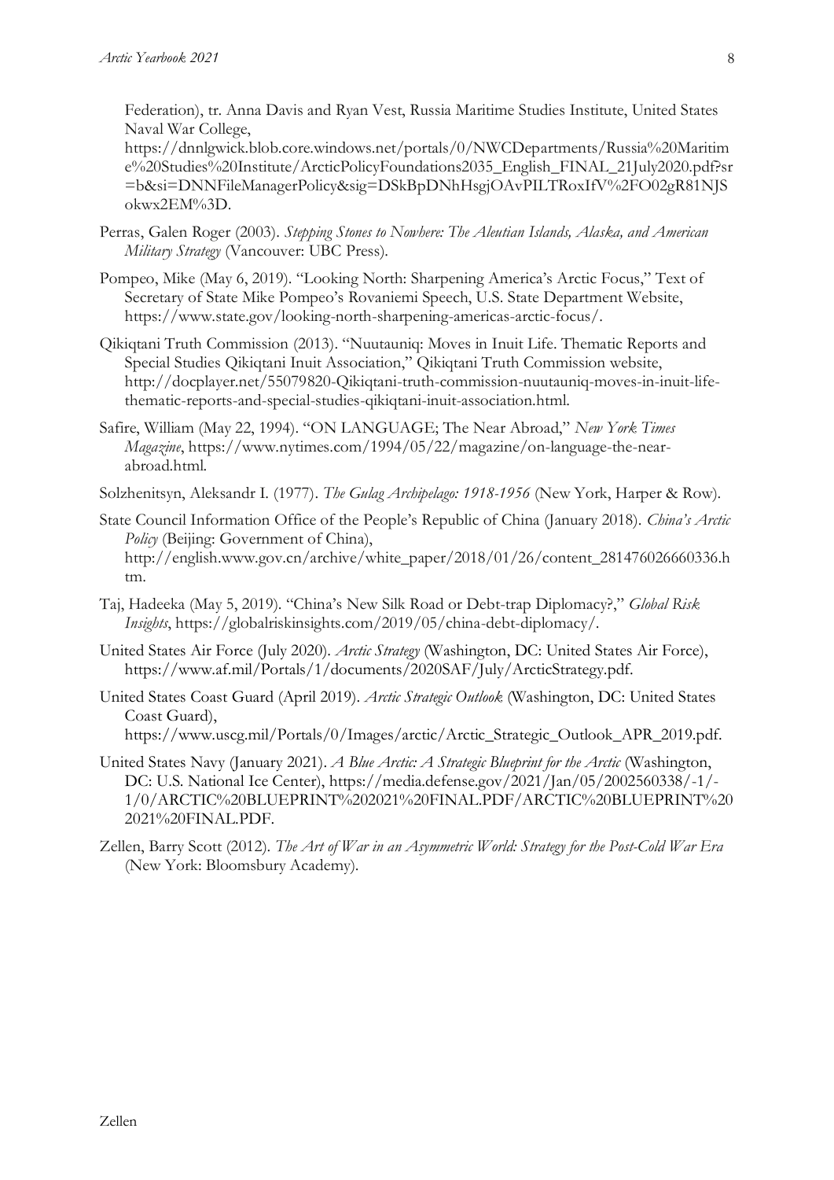Federation), tr. Anna Davis and Ryan Vest, Russia Maritime Studies Institute, United States Naval War College, https://dnnlgwick.blob.core.windows.net/portals/0/NWCDepartments/Russia%20Maritime%20Studies%20Institute/ArcticPolicyFoundations2035_English_FINAL_21July2020.pdf?sr=b&si=DNNFileManagerPolicy&sig=DSkBpDNhHsgjOAvPILTRoxIfV%2FO02gR81NJSokwx2EM%3D.

Perras, Galen Roger (2003). *Stepping Stones to Nowhere: The Aleutian Islands, Alaska, and American Military Strategy* (Vancouver: UBC Press).

Pompeo, Mike (May 6, 2019). "Looking North: Sharpening America's Arctic Focus," Text of Secretary of State Mike Pompeo's Rovaniemi Speech, U.S. State Department Website, https://www.state.gov/looking-north-sharpening-americas-arctic-focus/.

Qikiqtani Truth Commission (2013). "Nuutauniq: Moves in Inuit Life. Thematic Reports and Special Studies Qikiqtani Inuit Association," Qikiqtani Truth Commission website, http://docplayer.net/55079820-Qikiqtani-truth-commission-nuutauniq-moves-in-inuit-life-thematic-reports-and-special-studies-qikiqtani-inuit-association.html.

Safire, William (May 22, 1994). "ON LANGUAGE; The Near Abroad," *New York Times Magazine*, https://www.nytimes.com/1994/05/22/magazine/on-language-the-near-abroad.html.

Solzhenitsyn, Aleksandr I. (1977). *The Gulag Archipelago: 1918-1956* (New York, Harper & Row).

State Council Information Office of the People's Republic of China (January 2018). *China's Arctic Policy* (Beijing: Government of China), http://english.www.gov.cn/archive/white_paper/2018/01/26/content_281476026660336.htm.

Taj, Hadeeka (May 5, 2019). "China's New Silk Road or Debt-trap Diplomacy?," *Global Risk Insights*, https://globalriskinsights.com/2019/05/china-debt-diplomacy/.

United States Air Force (July 2020). *Arctic Strategy* (Washington, DC: United States Air Force), https://www.af.mil/Portals/1/documents/2020SAF/July/ArcticStrategy.pdf.

United States Coast Guard (April 2019). *Arctic Strategic Outlook* (Washington, DC: United States Coast Guard), https://www.uscg.mil/Portals/0/Images/arctic/Arctic_Strategic_Outlook_APR_2019.pdf.

United States Navy (January 2021). *A Blue Arctic: A Strategic Blueprint for the Arctic* (Washington, DC: U.S. National Ice Center), https://media.defense.gov/2021/Jan/05/2002560338/-1/-1/0/ARCTIC%20BLUEPRINT%202021%20FINAL.PDF/ARCTIC%20BLUEPRINT%202021%20FINAL.PDF.

Zellen, Barry Scott (2012). *The Art of War in an Asymmetric World: Strategy for the Post-Cold War Era* (New York: Bloomsbury Academy).